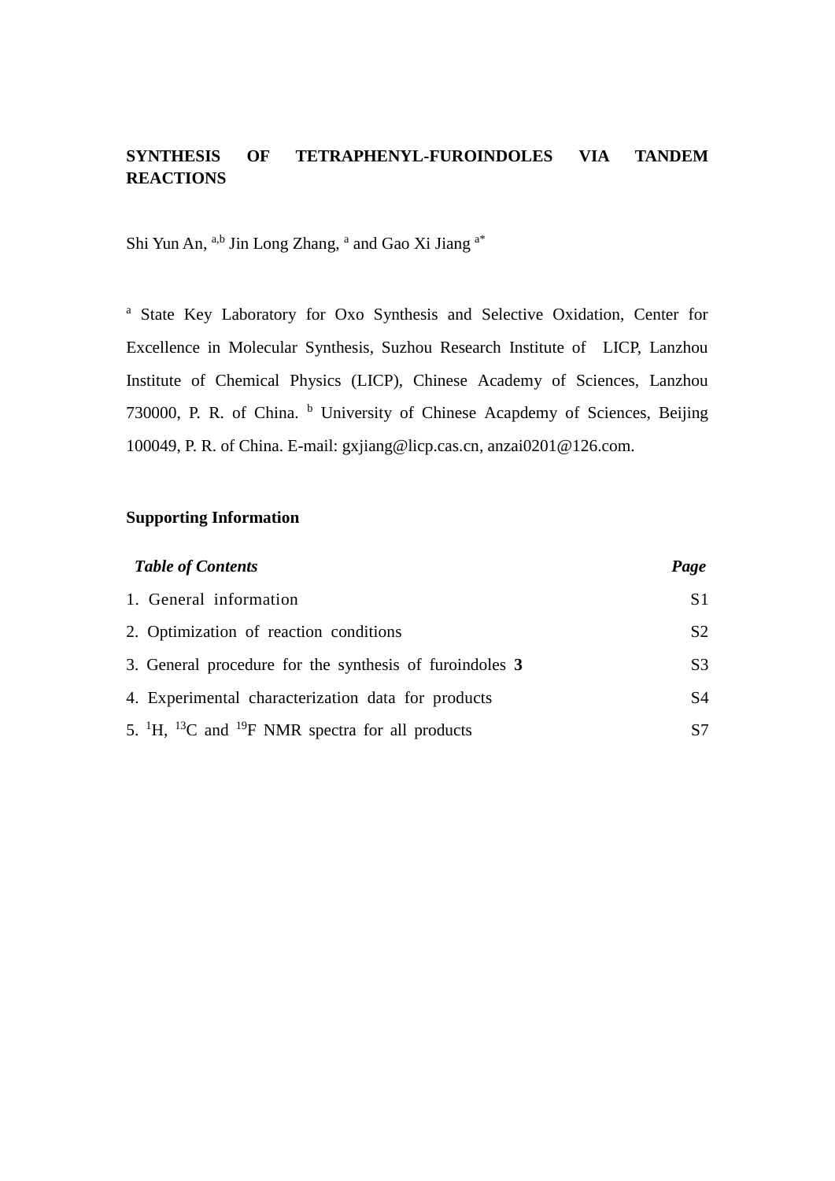# SYNTHESIS OF TETRAPHENYL-FUROINDOLES VIA TANDEM REACTIONS

Shi Yun An, [a,b] Jin Long Zhang, [a] and Gao Xi Jiang [a*]

[a] State Key Laboratory for Oxo Synthesis and Selective Oxidation, Center for Excellence in Molecular Synthesis, Suzhou Research Institute of LICP, Lanzhou Institute of Chemical Physics (LICP), Chinese Academy of Sciences, Lanzhou 730000, P. R. of China. [b] University of Chinese Acapdemy of Sciences, Beijing 100049, P. R. of China. E-mail: gxjiang@licp.cas.cn, anzai0201@126.com.

## Supporting Information

| *Table of Contents* | *Page* |
|---|---|
| 1. General information | S1 |
| 2. Optimization of reaction conditions | S2 |
| 3. General procedure for the synthesis of furoindoles **3** | S3 |
| 4. Experimental characterization data for products | S4 |
| 5. $^{1}H$, $^{13}C$ and $^{19}F$ NMR spectra for all products | S7 |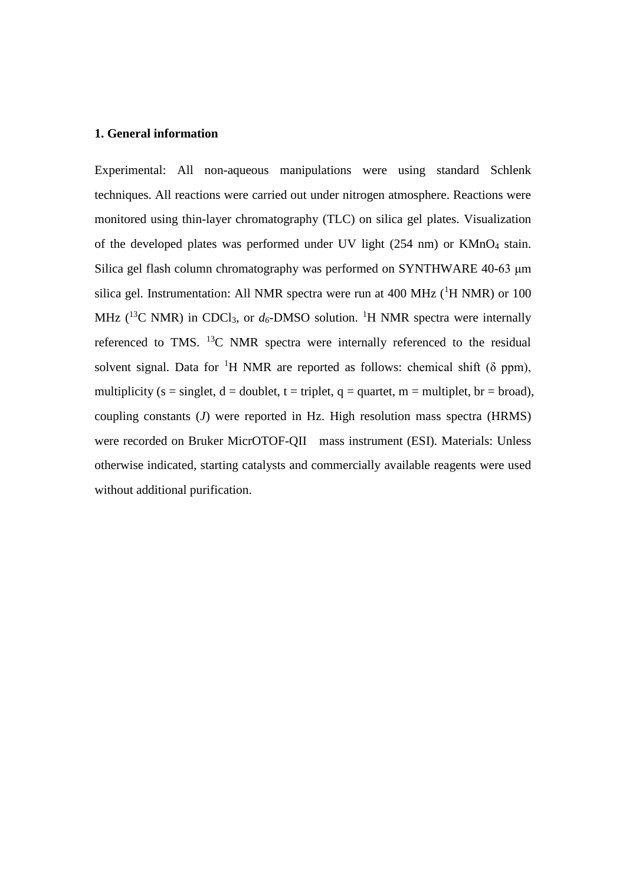## 1. General information

Experimental: All non-aqueous manipulations were using standard Schlenk techniques. All reactions were carried out under nitrogen atmosphere. Reactions were monitored using thin-layer chromatography (TLC) on silica gel plates. Visualization of the developed plates was performed under UV light (254 nm) or $KMnO_4$ stain. Silica gel flash column chromatography was performed on SYNTHWARE 40-63 μm silica gel. Instrumentation: All NMR spectra were run at 400 MHz ($^1$H NMR) or 100 MHz ($^{13}$C NMR) in $CDCl_3$, or $d_6$-DMSO solution. $^1$H NMR spectra were internally referenced to TMS. $^{13}$C NMR spectra were internally referenced to the residual solvent signal. Data for $^1$H NMR are reported as follows: chemical shift (δ ppm), multiplicity (s = singlet, d = doublet, t = triplet, q = quartet, m = multiplet, br = broad), coupling constants (*J*) were reported in Hz. High resolution mass spectra (HRMS) were recorded on Bruker MicrOTOF-QII mass instrument (ESI). Materials: Unless otherwise indicated, starting catalysts and commercially available reagents were used without additional purification.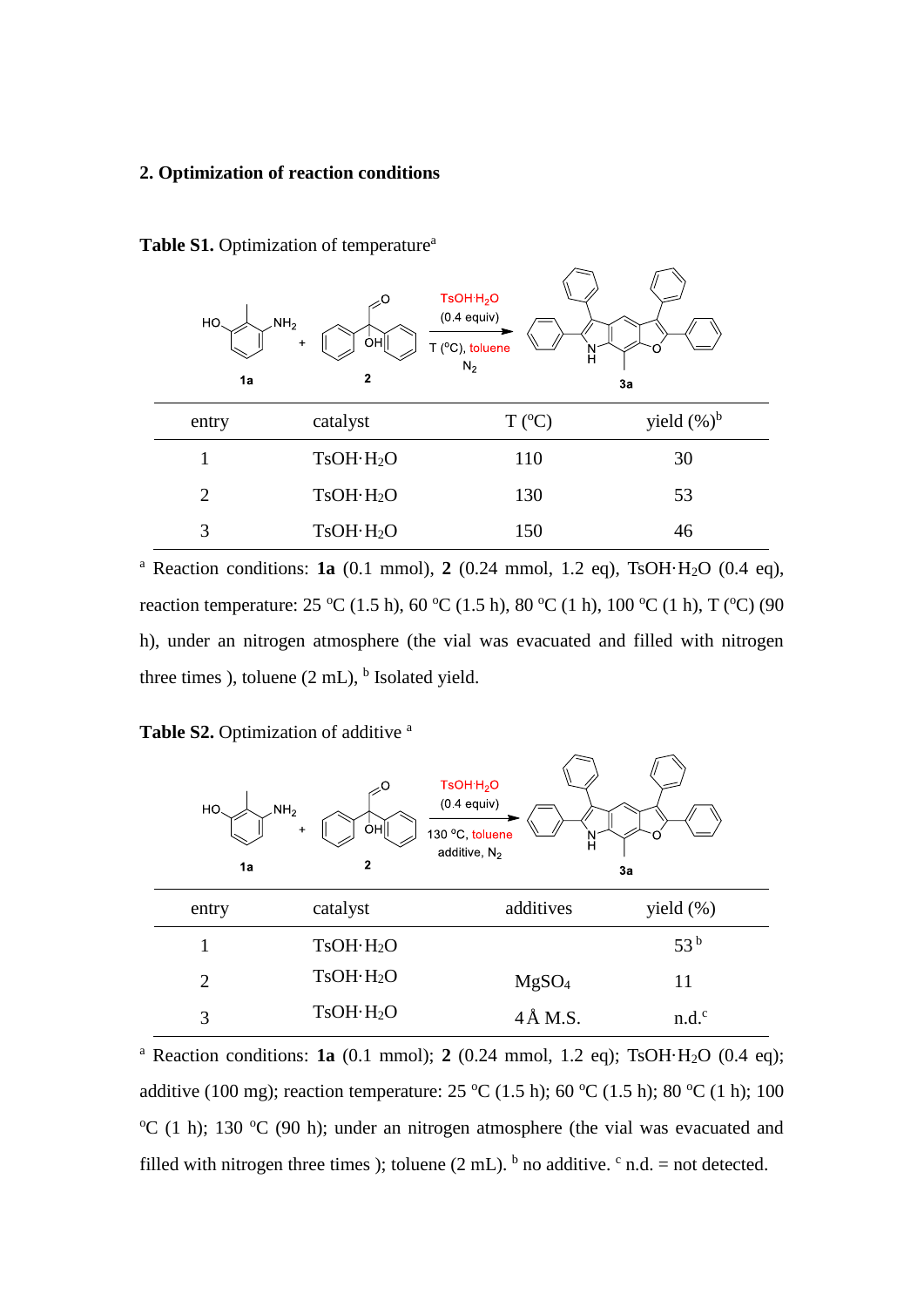## 2. Optimization of reaction conditions

**Table S1.** Optimization of temperature[a]

| entry | catalyst | T (°C) | yield (%)[b] |
|---|---|---|---|
| 1 | TsOH·$H_2O$ | 110 | 30 |
| 2 | TsOH·$H_2O$ | 130 | 53 |
| 3 | TsOH·$H_2O$ | 150 | 46 |

[a] Reaction conditions: **1a** (0.1 mmol), **2** (0.24 mmol, 1.2 eq), TsOH·$H_2O$ (0.4 eq), reaction temperature: 25 °C (1.5 h), 60 °C (1.5 h), 80 °C (1 h), 100 °C (1 h), T (°C) (90 h), under an nitrogen atmosphere (the vial was evacuated and filled with nitrogen three times ), toluene (2 mL), [b] Isolated yield.

**Table S2.** Optimization of additive [a]

| entry | catalyst | additives | yield (%) |
|---|---|---|---|
| 1 | TsOH·$H_2O$ | | 53 [b] |
| 2 | TsOH·$H_2O$ | $MgSO_4$ | 11 |
| 3 | TsOH·$H_2O$ | 4 Å M.S. | n.d.[c] |

[a] Reaction conditions: **1a** (0.1 mmol); **2** (0.24 mmol, 1.2 eq); TsOH·$H_2O$ (0.4 eq); additive (100 mg); reaction temperature: 25 °C (1.5 h); 60 °C (1.5 h); 80 °C (1 h); 100 °C (1 h); 130 °C (90 h); under an nitrogen atmosphere (the vial was evacuated and filled with nitrogen three times ); toluene (2 mL). [b] no additive. [c] n.d. = not detected.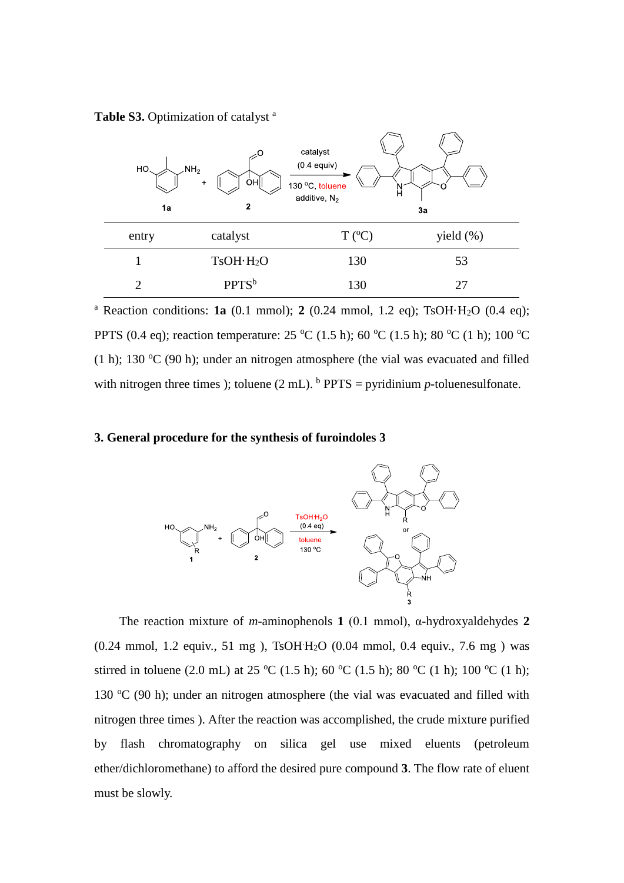**Table S3.** Optimization of catalyst [a]

| entry | catalyst | T (°C) | yield (%) |
| --- | --- | --- | --- |
| 1 | TsOH·$H_2O$ | 130 | 53 |
| 2 | PPTS[b] | 130 | 27 |

[a] Reaction conditions: **1a** (0.1 mmol); **2** (0.24 mmol, 1.2 eq); TsOH·$H_2O$ (0.4 eq); PPTS (0.4 eq); reaction temperature: 25 °C (1.5 h); 60 °C (1.5 h); 80 °C (1 h); 100 °C (1 h); 130 °C (90 h); under an nitrogen atmosphere (the vial was evacuated and filled with nitrogen three times ); toluene (2 mL). [b] PPTS = pyridinium *p*-toluenesulfonate.

## 3. General procedure for the synthesis of furoindoles 3

The reaction mixture of *m*-aminophenols **1** (0.1 mmol), α-hydroxyaldehydes **2** (0.24 mmol, 1.2 equiv., 51 mg ), TsOH·$H_2O$ (0.04 mmol, 0.4 equiv., 7.6 mg ) was stirred in toluene (2.0 mL) at 25 °C (1.5 h); 60 °C (1.5 h); 80 °C (1 h); 100 °C (1 h); 130 °C (90 h); under an nitrogen atmosphere (the vial was evacuated and filled with nitrogen three times ). After the reaction was accomplished, the crude mixture purified by flash chromatography on silica gel use mixed eluents (petroleum ether/dichloromethane) to afford the desired pure compound **3**. The flow rate of eluent must be slowly.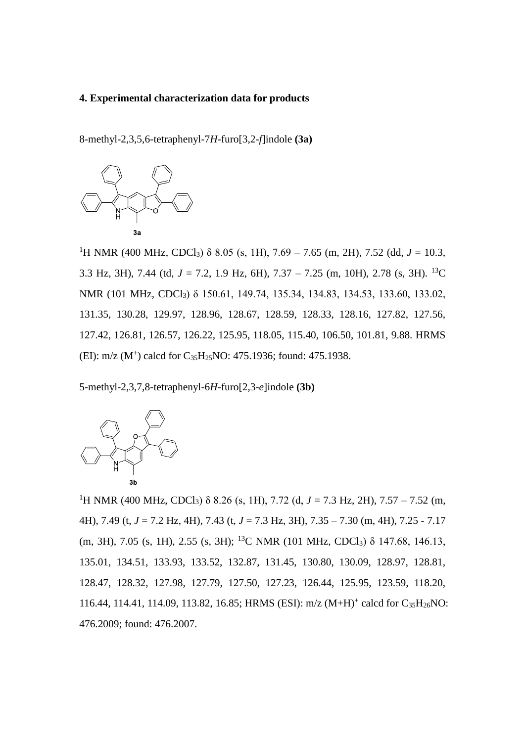**4. Experimental characterization data for products**

8-methyl-2,3,5,6-tetraphenyl-7*H*-furo[3,2-*f*]indole **(3a)**

$^1$H NMR (400 MHz, $CDCl_3$) δ 8.05 (s, 1H), 7.69 – 7.65 (m, 2H), 7.52 (dd, *J* = 10.3, 3.3 Hz, 3H), 7.44 (td, *J* = 7.2, 1.9 Hz, 6H), 7.37 – 7.25 (m, 10H), 2.78 (s, 3H). $^{13}$C NMR (101 MHz, $CDCl_3$) δ 150.61, 149.74, 135.34, 134.83, 134.53, 133.60, 133.02, 131.35, 130.28, 129.97, 128.96, 128.67, 128.59, 128.33, 128.16, 127.82, 127.56, 127.42, 126.81, 126.57, 126.22, 125.95, 118.05, 115.40, 106.50, 101.81, 9.88. HRMS (EI): m/z ($M^+$) calcd for $C_{35}H_{25}NO$: 475.1936; found: 475.1938.

5-methyl-2,3,7,8-tetraphenyl-6*H*-furo[2,3-*e*]indole **(3b)**

$^1$H NMR (400 MHz, $CDCl_3$) δ 8.26 (s, 1H), 7.72 (d, *J* = 7.3 Hz, 2H), 7.57 – 7.52 (m, 4H), 7.49 (t, *J* = 7.2 Hz, 4H), 7.43 (t, *J* = 7.3 Hz, 3H), 7.35 – 7.30 (m, 4H), 7.25 - 7.17 (m, 3H), 7.05 (s, 1H), 2.55 (s, 3H); $^{13}$C NMR (101 MHz, $CDCl_3$) δ 147.68, 146.13, 135.01, 134.51, 133.93, 133.52, 132.87, 131.45, 130.80, 130.09, 128.97, 128.81, 128.47, 128.32, 127.98, 127.79, 127.50, 127.23, 126.44, 125.95, 123.59, 118.20, 116.44, 114.41, 114.09, 113.82, 16.85; HRMS (ESI): m/z $(M+H)^+$ calcd for $C_{35}H_{26}NO$: 476.2009; found: 476.2007.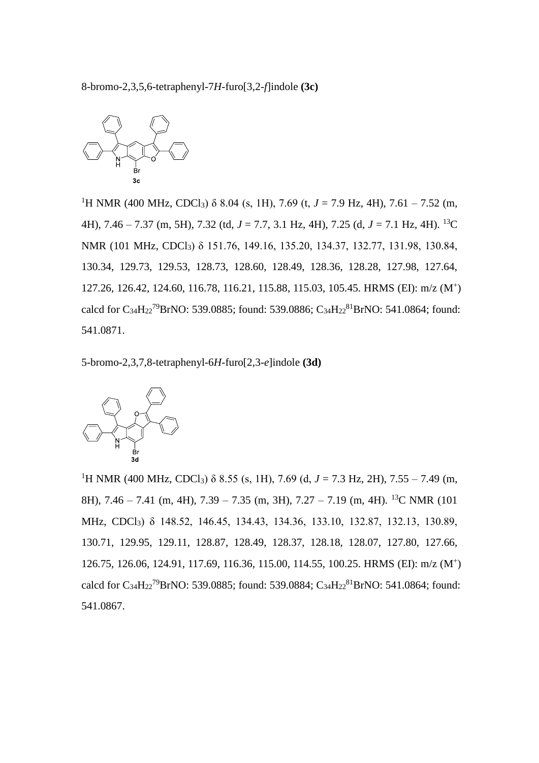8-bromo-2,3,5,6-tetraphenyl-7*H*-furo[3,2-*f*]indole **(3c)**

$^{1}$H NMR (400 MHz, $CDCl_3$) δ 8.04 (s, 1H), 7.69 (t, *J* = 7.9 Hz, 4H), 7.61 – 7.52 (m, 4H), 7.46 – 7.37 (m, 5H), 7.32 (td, *J* = 7.7, 3.1 Hz, 4H), 7.25 (d, *J* = 7.1 Hz, 4H). $^{13}$C NMR (101 MHz, $CDCl_3$) δ 151.76, 149.16, 135.20, 134.37, 132.77, 131.98, 130.84, 130.34, 129.73, 129.53, 128.73, 128.60, 128.49, 128.36, 128.28, 127.98, 127.64, 127.26, 126.42, 124.60, 116.78, 116.21, 115.88, 115.03, 105.45. HRMS (EI): m/z ($M^+$) calcd for $C_{34}H_{22}{}^{79}BrNO$: 539.0885; found: 539.0886; $C_{34}H_{22}{}^{81}BrNO$: 541.0864; found: 541.0871.

5-bromo-2,3,7,8-tetraphenyl-6*H*-furo[2,3-*e*]indole **(3d)**

$^{1}$H NMR (400 MHz, $CDCl_3$) δ 8.55 (s, 1H), 7.69 (d, *J* = 7.3 Hz, 2H), 7.55 – 7.49 (m, 8H), 7.46 – 7.41 (m, 4H), 7.39 – 7.35 (m, 3H), 7.27 – 7.19 (m, 4H). $^{13}$C NMR (101 MHz, $CDCl_3$) δ 148.52, 146.45, 134.43, 134.36, 133.10, 132.87, 132.13, 130.89, 130.71, 129.95, 129.11, 128.87, 128.49, 128.37, 128.18, 128.07, 127.80, 127.66, 126.75, 126.06, 124.91, 117.69, 116.36, 115.00, 114.55, 100.25. HRMS (EI): m/z ($M^+$) calcd for $C_{34}H_{22}{}^{79}BrNO$: 539.0885; found: 539.0884; $C_{34}H_{22}{}^{81}BrNO$: 541.0864; found: 541.0867.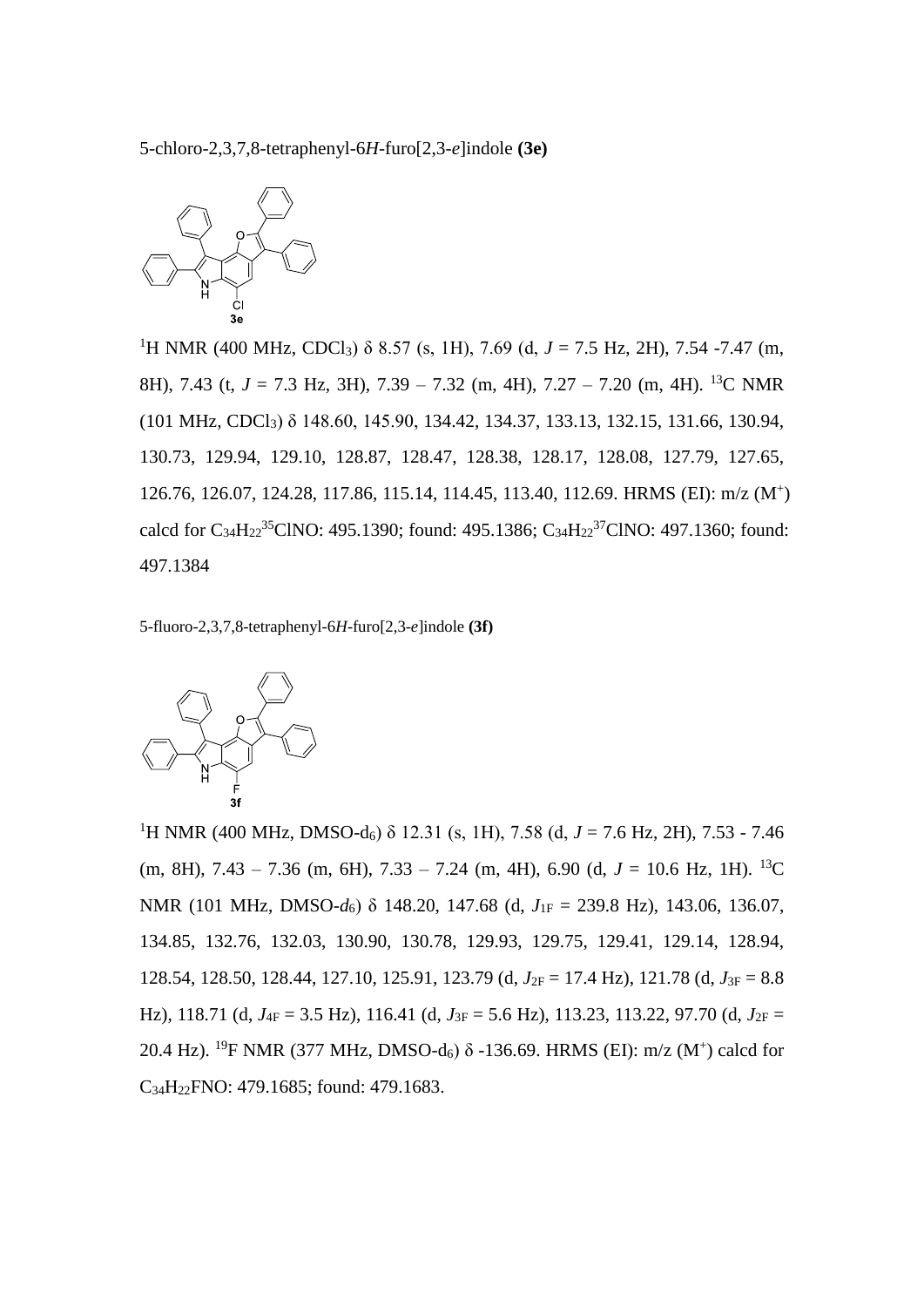5-chloro-2,3,7,8-tetraphenyl-6*H*-furo[2,3-*e*]indole **(3e)**

$^1$H NMR (400 MHz, $CDCl_3$) δ 8.57 (s, 1H), 7.69 (d, *J* = 7.5 Hz, 2H), 7.54 -7.47 (m, 8H), 7.43 (t, *J* = 7.3 Hz, 3H), 7.39 – 7.32 (m, 4H), 7.27 – 7.20 (m, 4H). $^{13}$C NMR (101 MHz, $CDCl_3$) δ 148.60, 145.90, 134.42, 134.37, 133.13, 132.15, 131.66, 130.94, 130.73, 129.94, 129.10, 128.87, 128.47, 128.38, 128.17, 128.08, 127.79, 127.65, 126.76, 126.07, 124.28, 117.86, 115.14, 114.45, 113.40, 112.69. HRMS (EI): m/z ($M^+$) calcd for $C_{34}H_{22}{}^{35}ClNO$: 495.1390; found: 495.1386; $C_{34}H_{22}{}^{37}ClNO$: 497.1360; found: 497.1384

5-fluoro-2,3,7,8-tetraphenyl-6*H*-furo[2,3-*e*]indole **(3f)**

$^1$H NMR (400 MHz, DMSO-$d_6$) δ 12.31 (s, 1H), 7.58 (d, *J* = 7.6 Hz, 2H), 7.53 - 7.46 (m, 8H), 7.43 – 7.36 (m, 6H), 7.33 – 7.24 (m, 4H), 6.90 (d, *J* = 10.6 Hz, 1H). $^{13}$C NMR (101 MHz, DMSO-$d_6$) δ 148.20, 147.68 (d, $J_{1F}$ = 239.8 Hz), 143.06, 136.07, 134.85, 132.76, 132.03, 130.90, 130.78, 129.93, 129.75, 129.41, 129.14, 128.94, 128.54, 128.50, 128.44, 127.10, 125.91, 123.79 (d, $J_{2F}$ = 17.4 Hz), 121.78 (d, $J_{3F}$ = 8.8 Hz), 118.71 (d, $J_{4F}$ = 3.5 Hz), 116.41 (d, $J_{3F}$ = 5.6 Hz), 113.23, 113.22, 97.70 (d, $J_{2F}$ = 20.4 Hz). $^{19}$F NMR (377 MHz, DMSO-$d_6$) δ -136.69. HRMS (EI): m/z ($M^+$) calcd for $C_{34}H_{22}FNO$: 479.1685; found: 479.1683.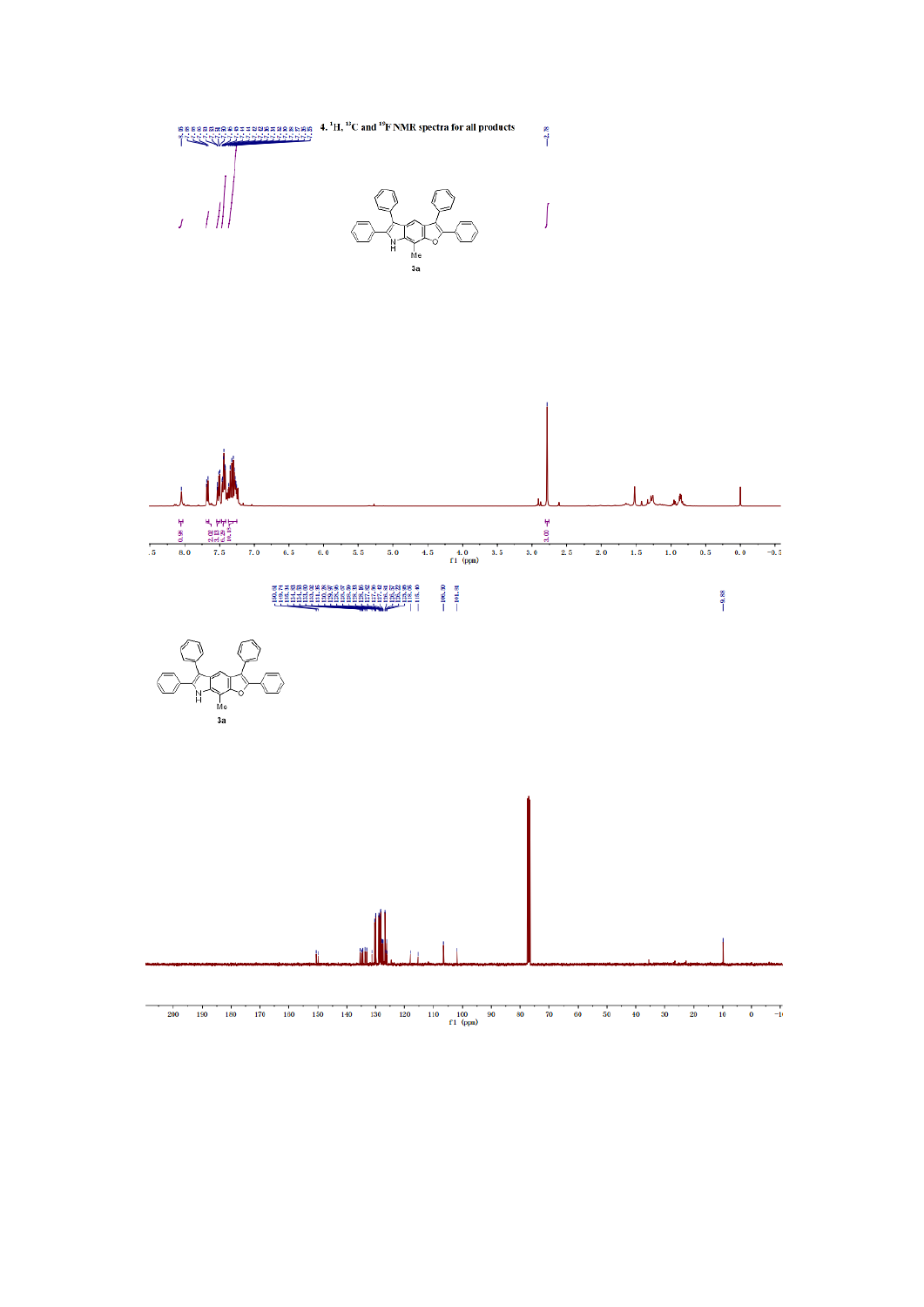## 4. $^{1}H$, $^{13}C$ and $^{19}F$ NMR spectra for all products

3a

3a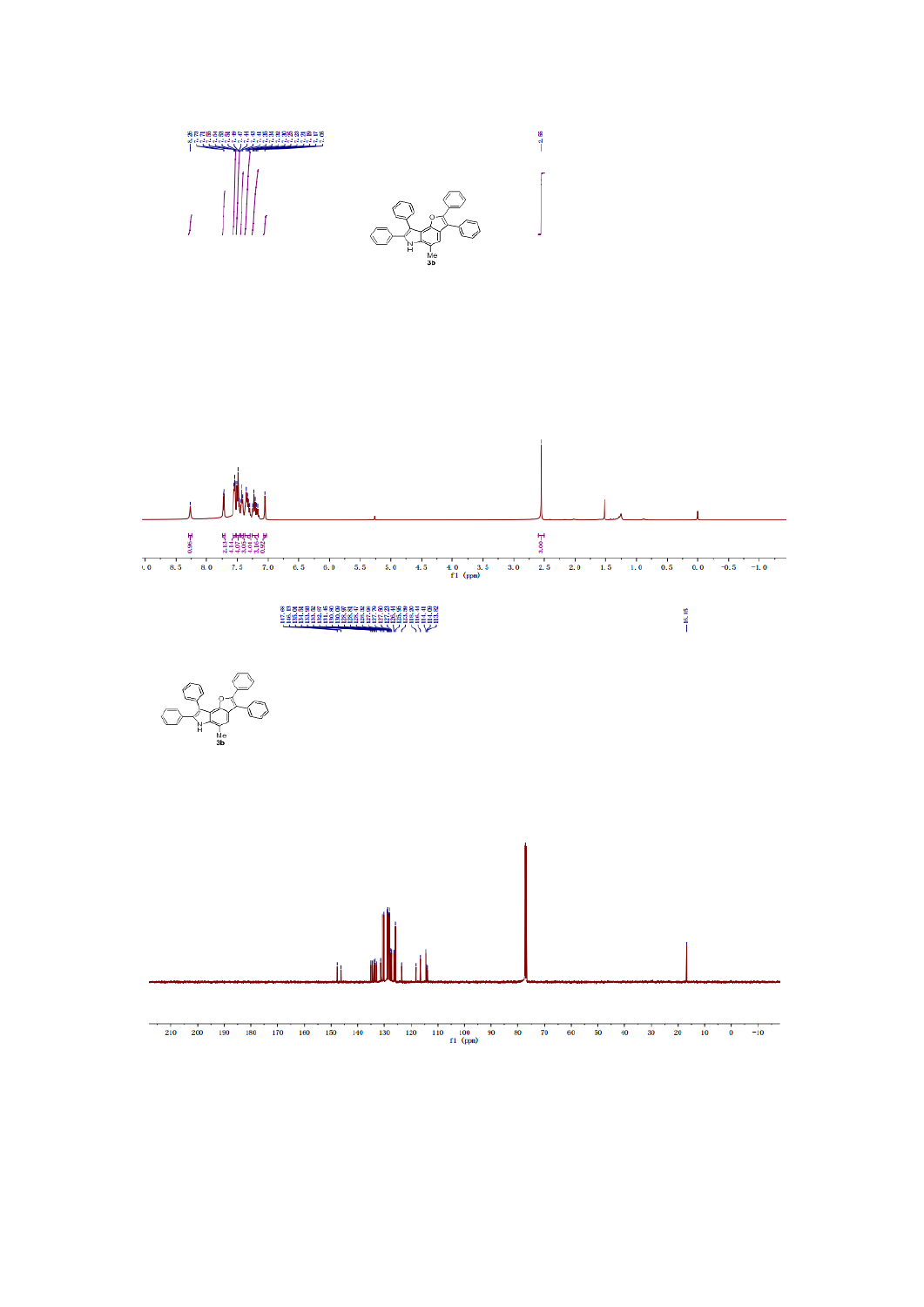8.28
7.71
7.55
7.54
7.52
7.51
7.49
7.47
7.44
7.43
7.41
7.35
7.33
7.31
7.30
7.25
7.23
7.21
7.19
7.17
7.05

2.56

Me
3b

0.96
2.13
4.14
4.07
3.06
4.01
3.10
0.92

3.00

f1 (ppm)

147.68
146.15
135.06
134.54
133.60
133.32
132.97
131.46
130.90
130.00
128.97
128.81
128.47
128.32
127.98
127.70
127.50
127.23
126.41
123.99
120.30
116.44
114.41
114.18
113.92

16.85

Me
3b

f1 (ppm)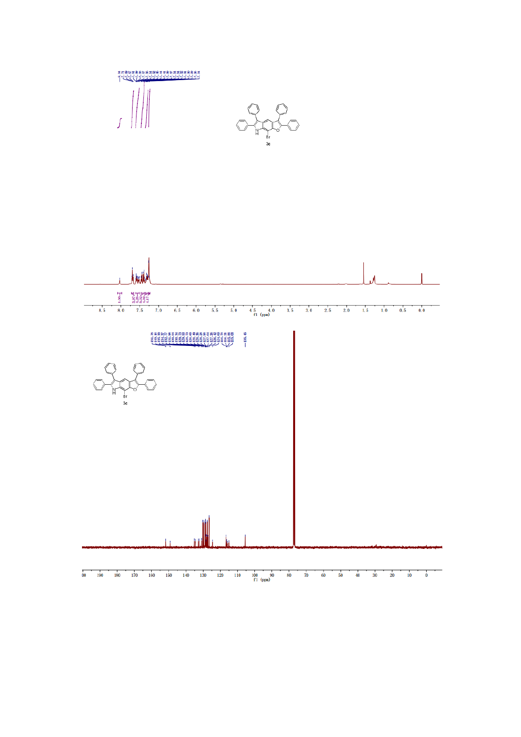3c

1c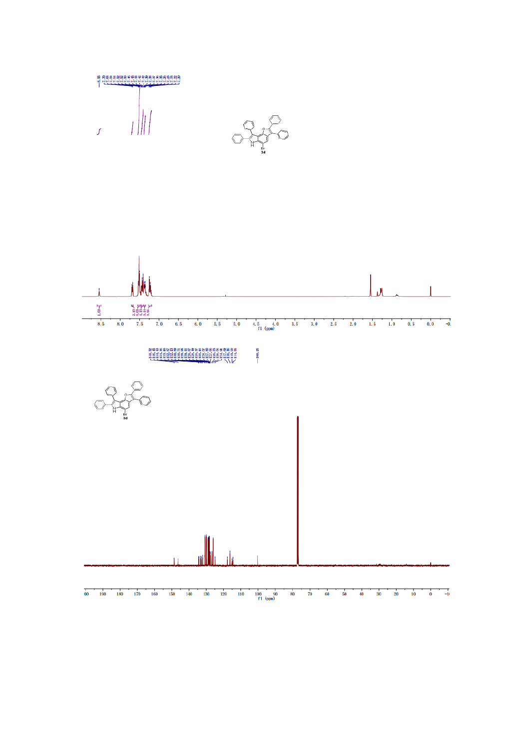8.55
7.70
7.68
7.64
7.62
7.60
7.46
7.44
7.42
7.40
7.39
7.38
7.37
7.36
7.35
7.33
7.32
7.30

Br
N
H
**3d**

1.00
2.10
5.03
5.11
5.14
5.06

8.5 8.0 7.5 7.0 6.5 6.0 5.5 5.0 4.5 4.0 3.5 3.0 2.5 2.0 1.5 1.0 0.5 0.0 -0.

f1 (ppm)

148.32
146.43
134.36
133.80
132.97
132.83
130.59
130.41
130.11
129.05
128.67
128.47
128.09
128.00
127.90
127.57
126.95
126.75
125.98
118.30
117.40
116.36
115.30
114.46

100.35

Br
N
H
**3d**

200 190 180 170 160 150 140 130 120 110 100 90 80 70 60 50 40 30 20 10 0 -10

f1 (ppm)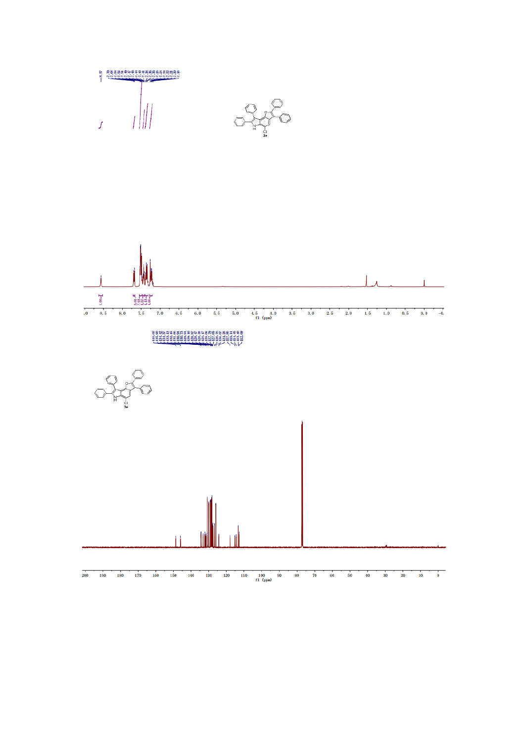8.57
7.70
7.68
7.54
7.52
7.51
7.49
7.47
7.46
7.44
7.43
7.41
7.38
7.36
7.35
7.33
7.31
7.25
7.22
7.21
7.20
7.18

3e

1.03
5.01
7.04
1.07
1.12
1.05

f1 (ppm)

148.60
145.90
134.42
134.37
133.13
132.46
131.65
130.94
130.73
129.89
129.44
128.90
128.87
128.36
128.17
128.08
127.79
127.06
126.70
126.07
124.28
117.36
115.14
114.46
113.40
112.89

3e

f1 (ppm)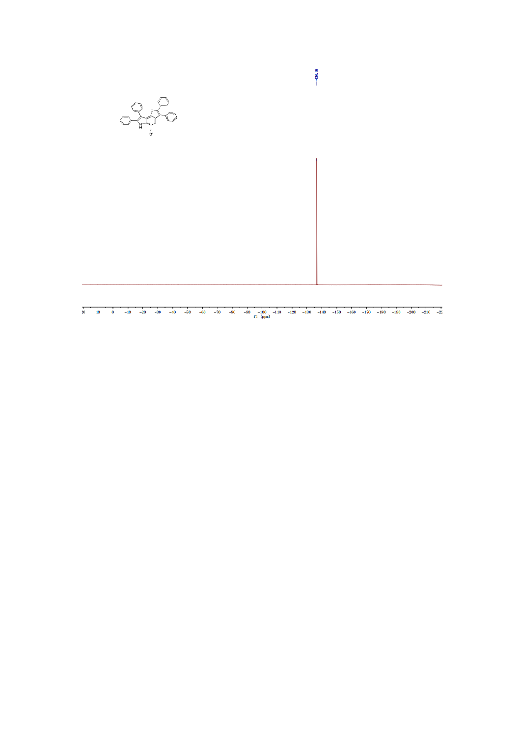—136.69

3f

20 10 0 −10 −20 −30 −40 −50 −60 −70 −80 −90 −100 −110 −120 −130 −140 −150 −160 −170 −180 −190 −200 −210 −2

f1 (ppm)